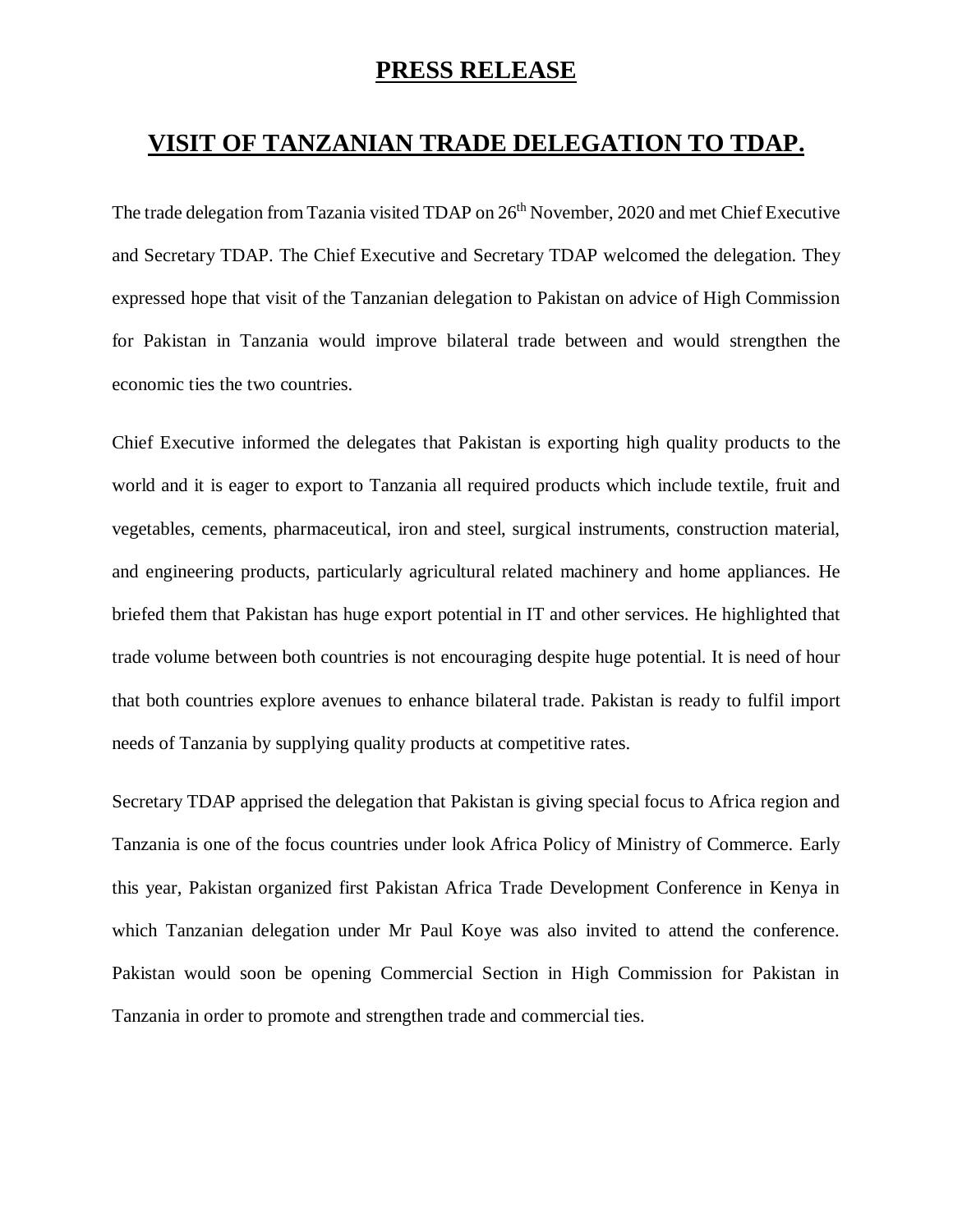# PRESS RELEASE

## VISIT OF TANZANIAN TRADE DELEGATION TO TDAP.

The trade delegation from Tazania visited TDAP on 26th November, 2020 and met Chief Executive and Secretary TDAP. The Chief Executive and Secretary TDAP welcomed the delegation. They expressed hope that visit of the Tanzanian delegation to Pakistan on advice of High Commission for Pakistan in Tanzania would improve bilateral trade between and would strengthen the economic ties the two countries.

Chief Executive informed the delegates that Pakistan is exporting high quality products to the world and it is eager to export to Tanzania all required products which include textile, fruit and vegetables, cements, pharmaceutical, iron and steel, surgical instruments, construction material, and engineering products, particularly agricultural related machinery and home appliances. He briefed them that Pakistan has huge export potential in IT and other services. He highlighted that trade volume between both countries is not encouraging despite huge potential. It is need of hour that both countries explore avenues to enhance bilateral trade. Pakistan is ready to fulfil import needs of Tanzania by supplying quality products at competitive rates.

Secretary TDAP apprised the delegation that Pakistan is giving special focus to Africa region and Tanzania is one of the focus countries under look Africa Policy of Ministry of Commerce. Early this year, Pakistan organized first Pakistan Africa Trade Development Conference in Kenya in which Tanzanian delegation under Mr Paul Koye was also invited to attend the conference. Pakistan would soon be opening Commercial Section in High Commission for Pakistan in Tanzania in order to promote and strengthen trade and commercial ties.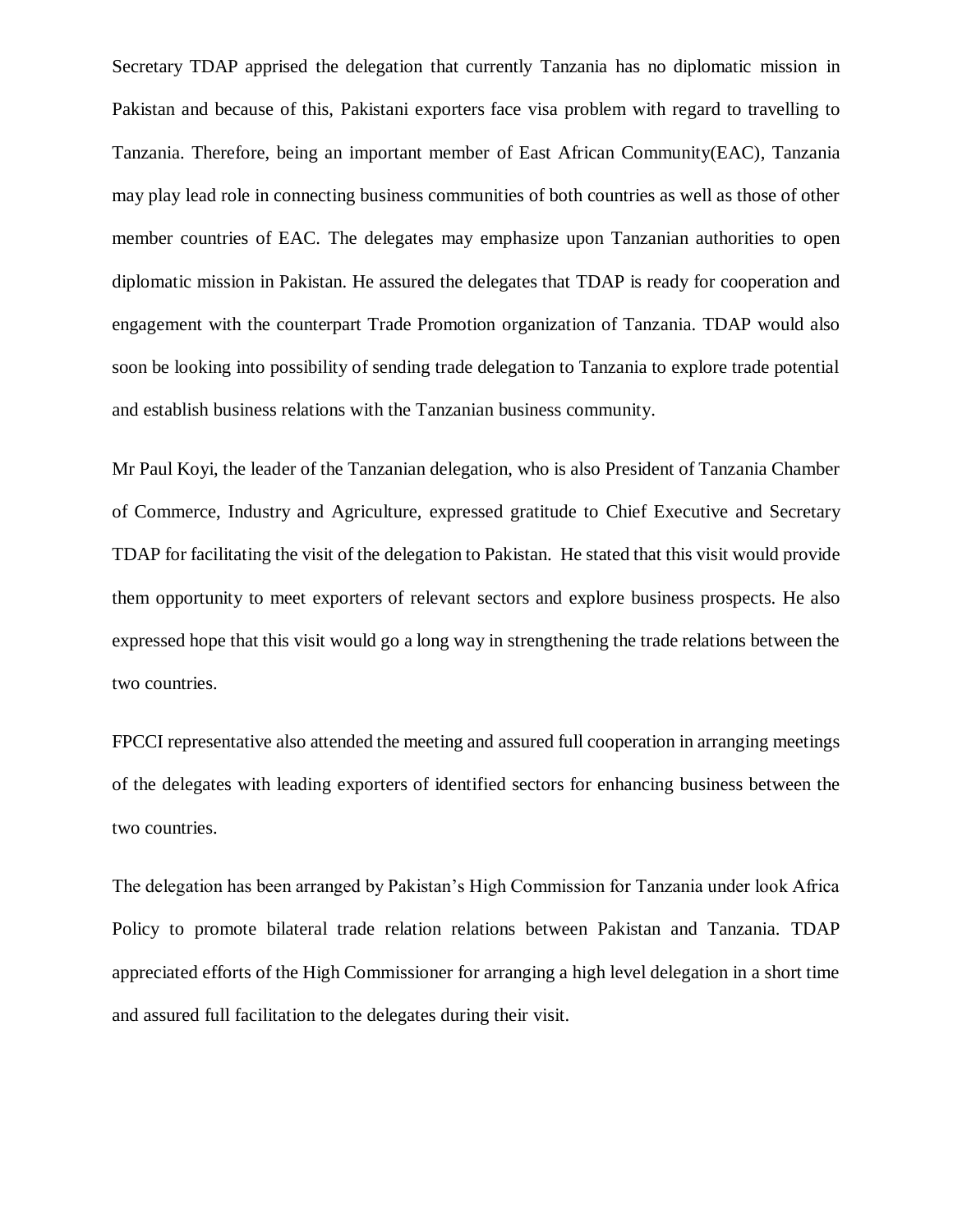Secretary TDAP apprised the delegation that currently Tanzania has no diplomatic mission in Pakistan and because of this, Pakistani exporters face visa problem with regard to travelling to Tanzania. Therefore, being an important member of East African Community(EAC), Tanzania may play lead role in connecting business communities of both countries as well as those of other member countries of EAC. The delegates may emphasize upon Tanzanian authorities to open diplomatic mission in Pakistan. He assured the delegates that TDAP is ready for cooperation and engagement with the counterpart Trade Promotion organization of Tanzania. TDAP would also soon be looking into possibility of sending trade delegation to Tanzania to explore trade potential and establish business relations with the Tanzanian business community.

Mr Paul Koyi, the leader of the Tanzanian delegation, who is also President of Tanzania Chamber of Commerce, Industry and Agriculture, expressed gratitude to Chief Executive and Secretary TDAP for facilitating the visit of the delegation to Pakistan. He stated that this visit would provide them opportunity to meet exporters of relevant sectors and explore business prospects. He also expressed hope that this visit would go a long way in strengthening the trade relations between the two countries.

FPCCI representative also attended the meeting and assured full cooperation in arranging meetings of the delegates with leading exporters of identified sectors for enhancing business between the two countries.

The delegation has been arranged by Pakistan's High Commission for Tanzania under look Africa Policy to promote bilateral trade relation relations between Pakistan and Tanzania. TDAP appreciated efforts of the High Commissioner for arranging a high level delegation in a short time and assured full facilitation to the delegates during their visit.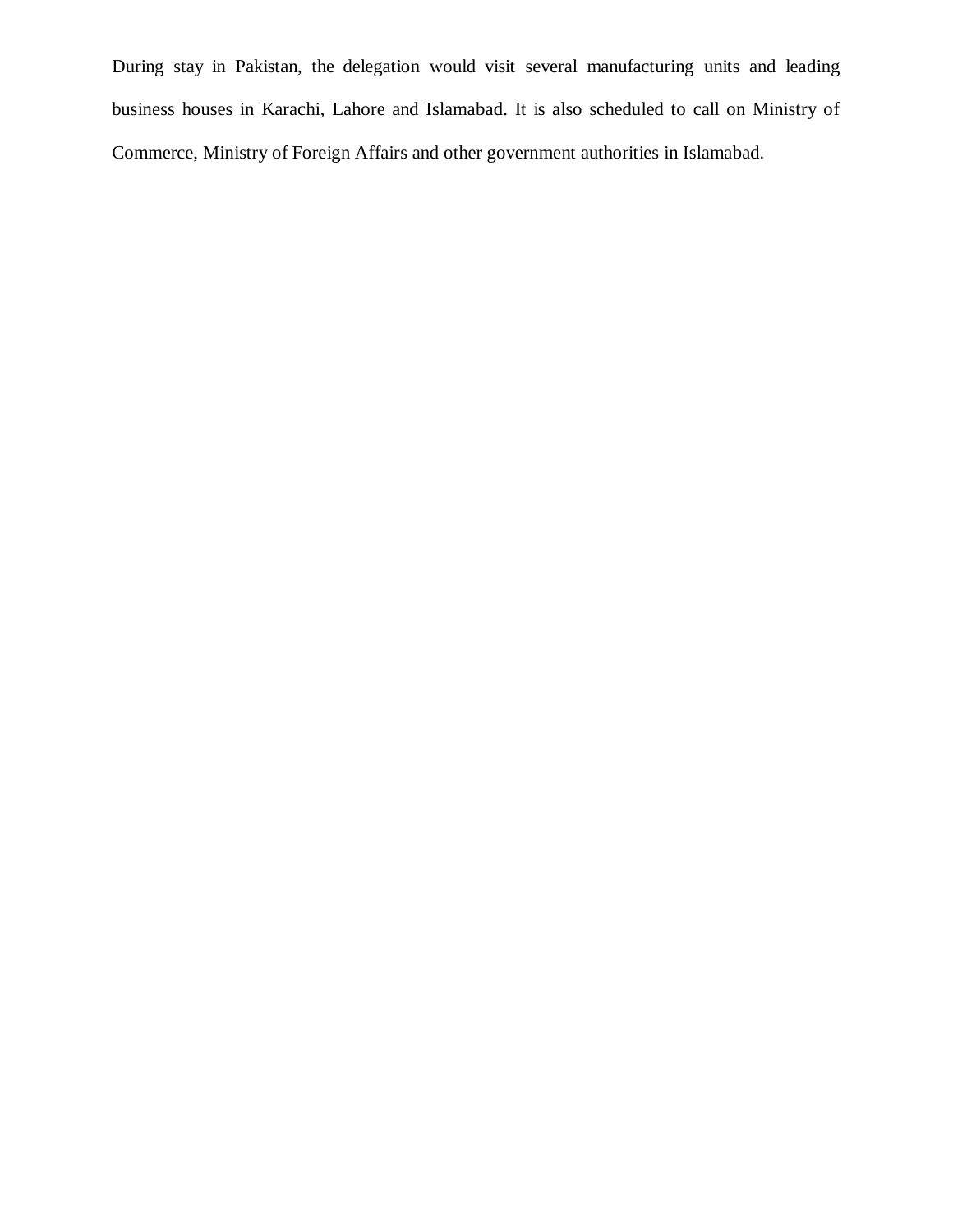During stay in Pakistan, the delegation would visit several manufacturing units and leading business houses in Karachi, Lahore and Islamabad. It is also scheduled to call on Ministry of Commerce, Ministry of Foreign Affairs and other government authorities in Islamabad.